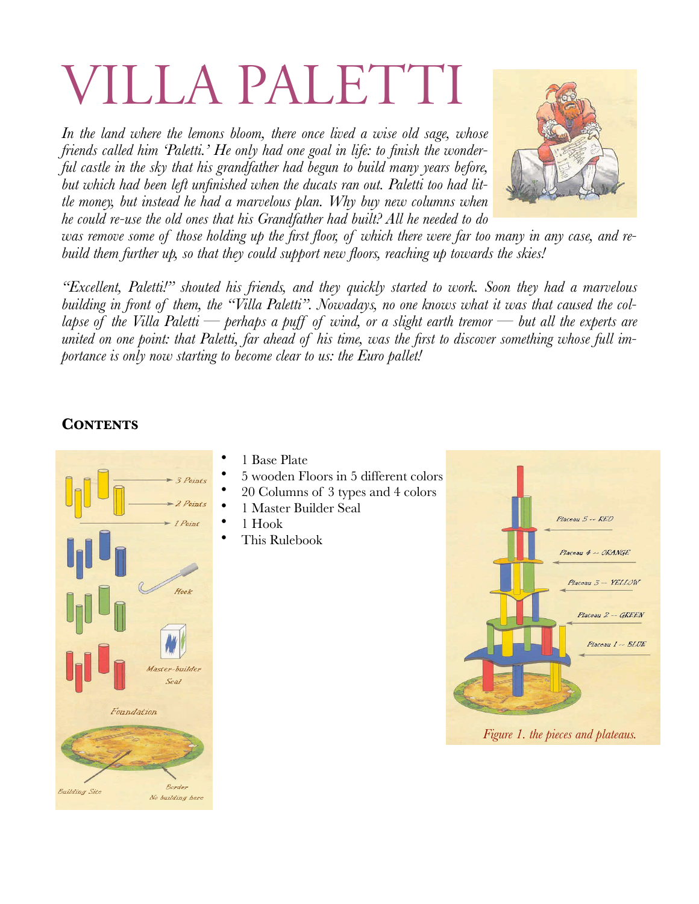# VILLA PALETTI

*In the land where the lemons bloom, there once lived a wise old sage, whose friends called him 'Paletti.' He only had one goal in life: to finish the wonderful castle in the sky that his grandfather had begun to build many years before, but which had been left unfinished when the ducats ran out. Paletti too had little money, but instead he had a marvelous plan. Why buy new columns when he could re-use the old ones that his Grandfather had built? All he needed to do was remove some of those holding up the first floor, of which there were far too many in any case, and rebuild them further up, so that they could support new floors, reaching up towards the skies!*

*"Excellent, Paletti!" shouted his friends, and they quickly started to work. Soon they had a marvelous building in front of them, the "Villa Paletti". Nowadays, no one knows what it was that caused the collapse of the Villa Paletti — perhaps a puff of wind, or a slight earth tremor — but all the experts are united on one point: that Paletti, far ahead of his time, was the first to discover something whose full importance is only now starting to become clear to us: the Euro pallet!*

## Contents

3 Points
2 Points
1 Point
Hook
Master-builder Seal
Foundation
Building Site
Border
No building here

- 1 Base Plate
- 5 wooden Floors in 5 different colors
- 20 Columns of 3 types and 4 colors
- 1 Master Builder Seal
- 1 Hook
- This Rulebook

Plateau 5 -- RED
Plateau 4 -- ORANGE
Plateau 3 -- YELLOW
Plateau 2 -- GREEN
Plateau 1 -- BLUE

*Figure 1. the pieces and plateaus.*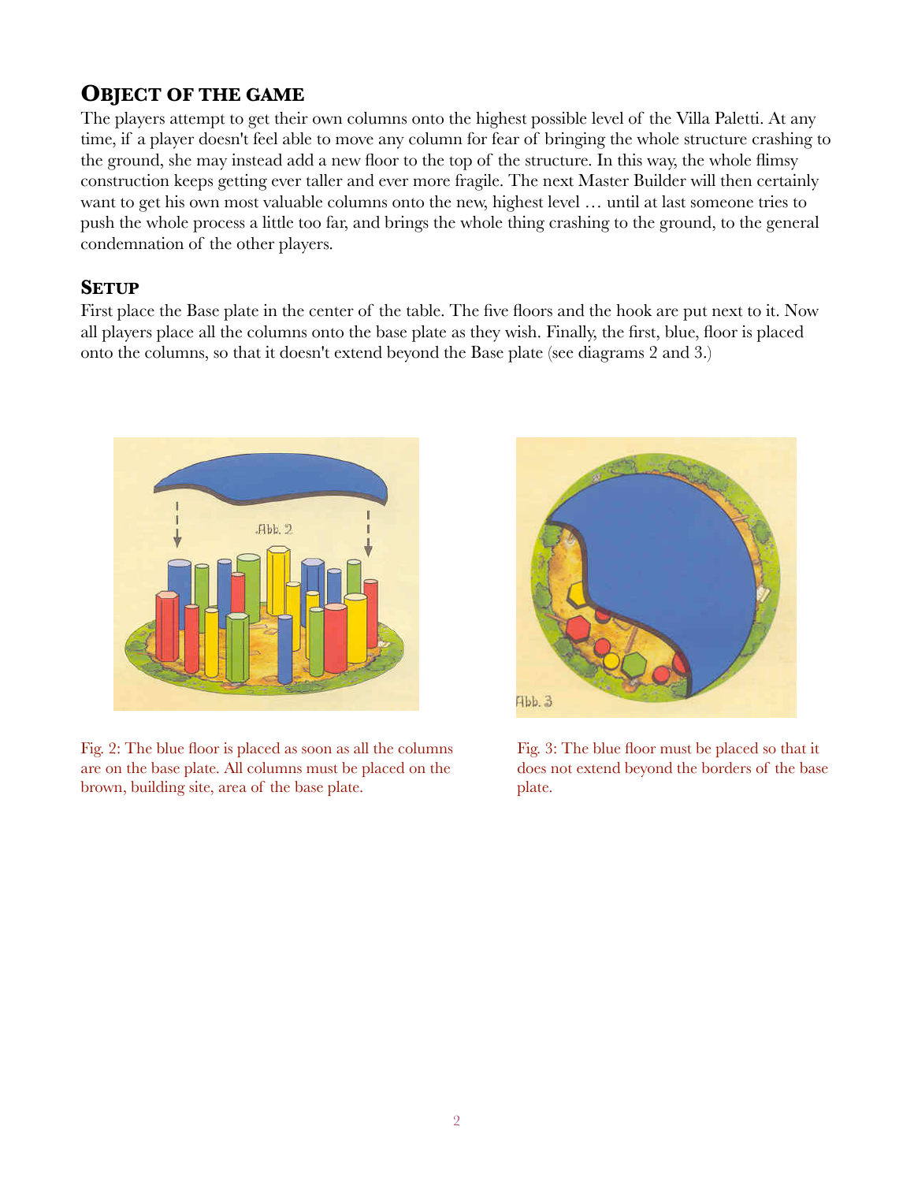## Object of the game

The players attempt to get their own columns onto the highest possible level of the Villa Paletti. At any time, if a player doesn't feel able to move any column for fear of bringing the whole structure crashing to the ground, she may instead add a new floor to the top of the structure. In this way, the whole flimsy construction keeps getting ever taller and ever more fragile. The next Master Builder will then certainly want to get his own most valuable columns onto the new, highest level … until at last someone tries to push the whole process a little too far, and brings the whole thing crashing to the ground, to the general condemnation of the other players.

## Setup

First place the Base plate in the center of the table. The five floors and the hook are put next to it. Now all players place all the columns onto the base plate as they wish. Finally, the first, blue, floor is placed onto the columns, so that it doesn't extend beyond the Base plate (see diagrams 2 and 3.)

Fig. 2: The blue floor is placed as soon as all the columns are on the base plate. All columns must be placed on the brown, building site, area of the base plate.

Fig. 3: The blue floor must be placed so that it does not extend beyond the borders of the base plate.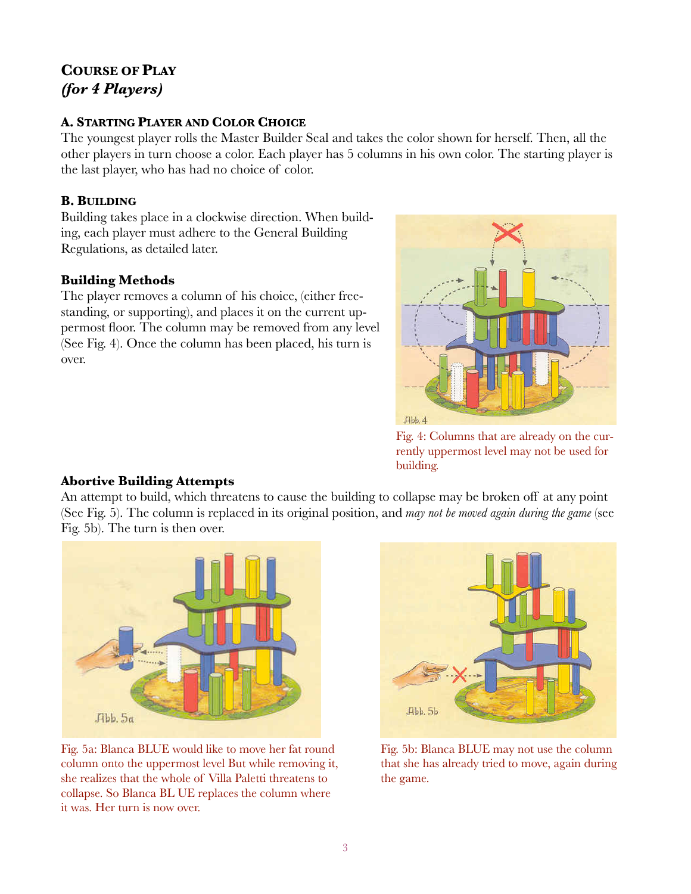## Course of Play
### *(for 4 Players)*

#### A. Starting Player and Color Choice

The youngest player rolls the Master Builder Seal and takes the color shown for herself. Then, all the other players in turn choose a color. Each player has 5 columns in his own color. The starting player is the last player, who has had no choice of color.

#### B. Building

Building takes place in a clockwise direction. When building, each player must adhere to the General Building Regulations, as detailed later.

**Building Methods**

The player removes a column of his choice, (either free-standing, or supporting), and places it on the current uppermost floor. The column may be removed from any level (See Fig. 4). Once the column has been placed, his turn is over.

Fig. 4: Columns that are already on the currently uppermost level may not be used for building.

**Abortive Building Attempts**

An attempt to build, which threatens to cause the building to collapse may be broken off at any point (See Fig. 5). The column is replaced in its original position, and *may not be moved again during the game* (see Fig. 5b). The turn is then over.

Fig. 5a: Blanca BLUE would like to move her fat round column onto the uppermost level But while removing it, she realizes that the whole of Villa Paletti threatens to collapse. So Blanca BL UE replaces the column where it was. Her turn is now over.

Fig. 5b: Blanca BLUE may not use the column that she has already tried to move, again during the game.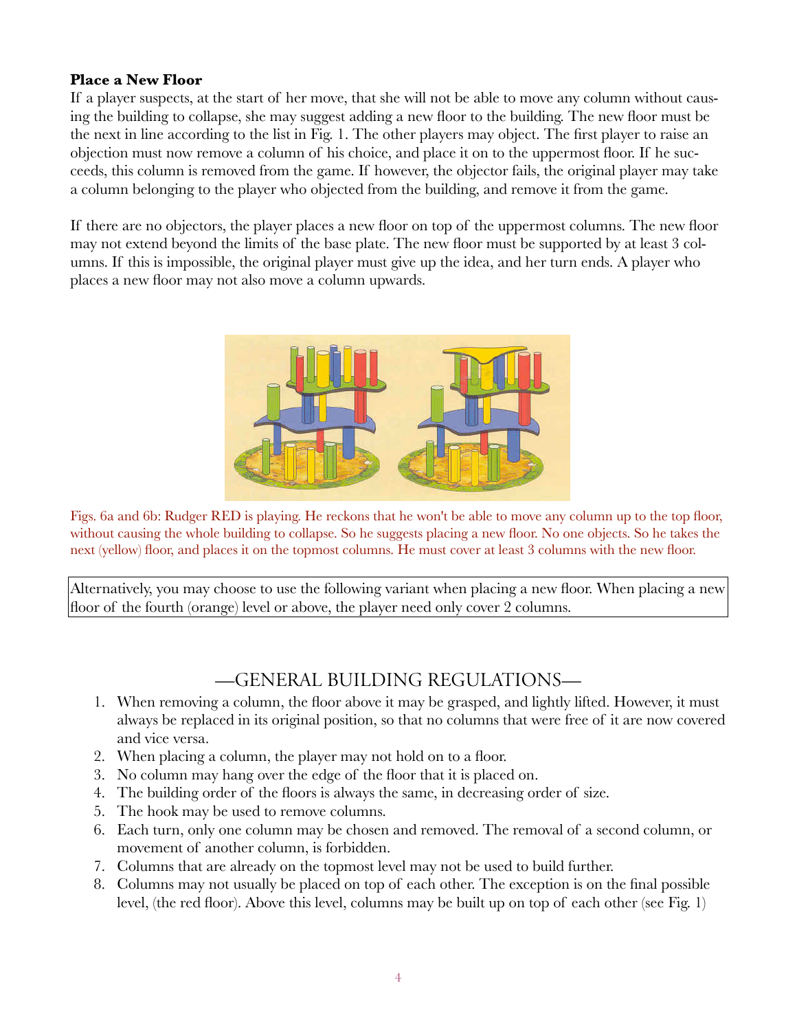**Place a New Floor**

If a player suspects, at the start of her move, that she will not be able to move any column without causing the building to collapse, she may suggest adding a new floor to the building. The new floor must be the next in line according to the list in Fig. 1. The other players may object. The first player to raise an objection must now remove a column of his choice, and place it on to the uppermost floor. If he succeeds, this column is removed from the game. If however, the objector fails, the original player may take a column belonging to the player who objected from the building, and remove it from the game.

If there are no objectors, the player places a new floor on top of the uppermost columns. The new floor may not extend beyond the limits of the base plate. The new floor must be supported by at least 3 columns. If this is impossible, the original player must give up the idea, and her turn ends. A player who places a new floor may not also move a column upwards.

Figs. 6a and 6b: Rudger RED is playing. He reckons that he won't be able to move any column up to the top floor, without causing the whole building to collapse. So he suggests placing a new floor. No one objects. So he takes the next (yellow) floor, and places it on the topmost columns. He must cover at least 3 columns with the new floor.

Alternatively, you may choose to use the following variant when placing a new floor. When placing a new floor of the fourth (orange) level or above, the player need only cover 2 columns.

## —GENERAL BUILDING REGULATIONS—

1. When removing a column, the floor above it may be grasped, and lightly lifted. However, it must always be replaced in its original position, so that no columns that were free of it are now covered and vice versa.
2. When placing a column, the player may not hold on to a floor.
3. No column may hang over the edge of the floor that it is placed on.
4. The building order of the floors is always the same, in decreasing order of size.
5. The hook may be used to remove columns.
6. Each turn, only one column may be chosen and removed. The removal of a second column, or movement of another column, is forbidden.
7. Columns that are already on the topmost level may not be used to build further.
8. Columns may not usually be placed on top of each other. The exception is on the final possible level, (the red floor). Above this level, columns may be built up on top of each other (see Fig. 1)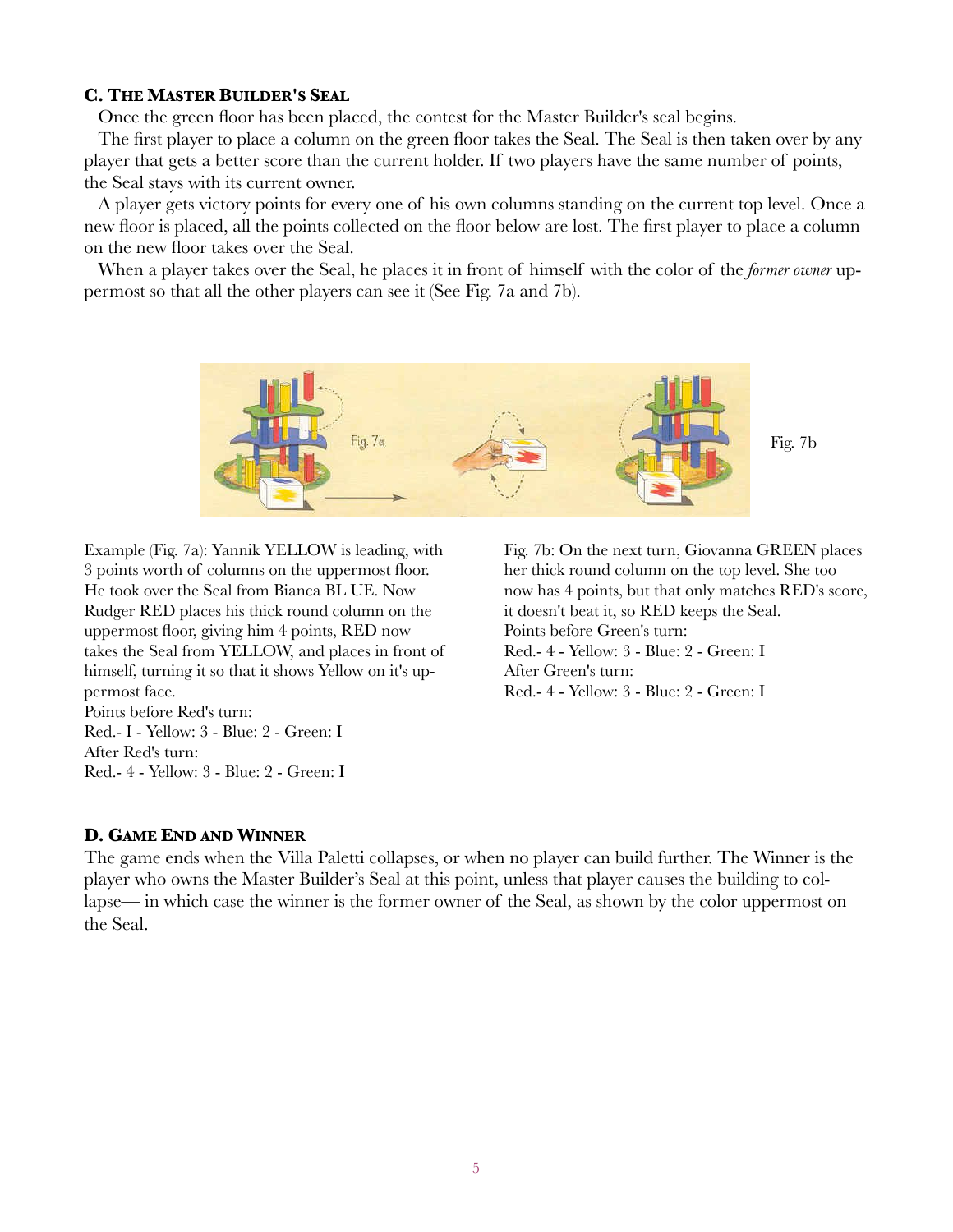## C. The Master Builder's Seal

Once the green floor has been placed, the contest for the Master Builder's seal begins.

The first player to place a column on the green floor takes the Seal. The Seal is then taken over by any player that gets a better score than the current holder. If two players have the same number of points, the Seal stays with its current owner.

A player gets victory points for every one of his own columns standing on the current top level. Once a new floor is placed, all the points collected on the floor below are lost. The first player to place a column on the new floor takes over the Seal.

When a player takes over the Seal, he places it in front of himself with the color of the *former owner* uppermost so that all the other players can see it (See Fig. 7a and 7b).

Fig. 7a

Fig. 7b

Example (Fig. 7a): Yannik YELLOW is leading, with 3 points worth of columns on the uppermost floor. He took over the Seal from Bianca BL UE. Now Rudger RED places his thick round column on the uppermost floor, giving him 4 points, RED now takes the Seal from YELLOW, and places in front of himself, turning it so that it shows Yellow on it's uppermost face.
Points before Red's turn:
Red.- I - Yellow: 3 - Blue: 2 - Green: I
After Red's turn:
Red.- 4 - Yellow: 3 - Blue: 2 - Green: I

Fig. 7b: On the next turn, Giovanna GREEN places her thick round column on the top level. She too now has 4 points, but that only matches RED's score, it doesn't beat it, so RED keeps the Seal.
Points before Green's turn:
Red.- 4 - Yellow: 3 - Blue: 2 - Green: I
After Green's turn:
Red.- 4 - Yellow: 3 - Blue: 2 - Green: I

## D. Game End and Winner

The game ends when the Villa Paletti collapses, or when no player can build further. The Winner is the player who owns the Master Builder's Seal at this point, unless that player causes the building to collapse— in which case the winner is the former owner of the Seal, as shown by the color uppermost on the Seal.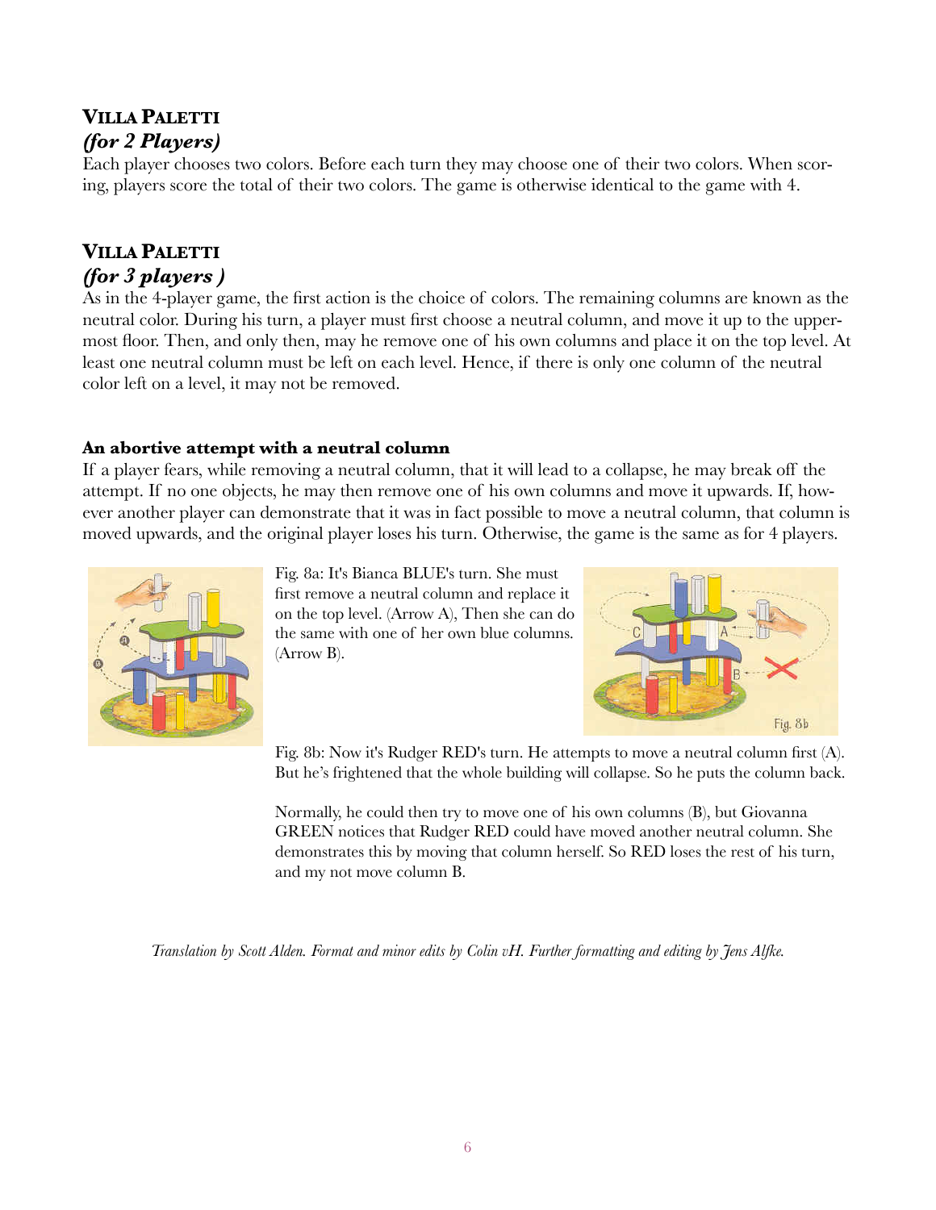## VILLA PALETTI
### *(for 2 Players)*

Each player chooses two colors. Before each turn they may choose one of their two colors. When scoring, players score the total of their two colors. The game is otherwise identical to the game with 4.

## VILLA PALETTI
### *(for 3 players )*

As in the 4-player game, the first action is the choice of colors. The remaining columns are known as the neutral color. During his turn, a player must first choose a neutral column, and move it up to the uppermost floor. Then, and only then, may he remove one of his own columns and place it on the top level. At least one neutral column must be left on each level. Hence, if there is only one column of the neutral color left on a level, it may not be removed.

**An abortive attempt with a neutral column**

If a player fears, while removing a neutral column, that it will lead to a collapse, he may break off the attempt. If no one objects, he may then remove one of his own columns and move it upwards. If, however another player can demonstrate that it was in fact possible to move a neutral column, that column is moved upwards, and the original player loses his turn. Otherwise, the game is the same as for 4 players.

Fig. 8a: It's Bianca BLUE's turn. She must first remove a neutral column and replace it on the top level. (Arrow A), Then she can do the same with one of her own blue columns. (Arrow B).

Fig. 8b: Now it's Rudger RED's turn. He attempts to move a neutral column first (A). But he's frightened that the whole building will collapse. So he puts the column back.

Normally, he could then try to move one of his own columns (B), but Giovanna GREEN notices that Rudger RED could have moved another neutral column. She demonstrates this by moving that column herself. So RED loses the rest of his turn, and my not move column B.

*Translation by Scott Alden. Format and minor edits by Colin vH. Further formatting and editing by Jens Alfke.*